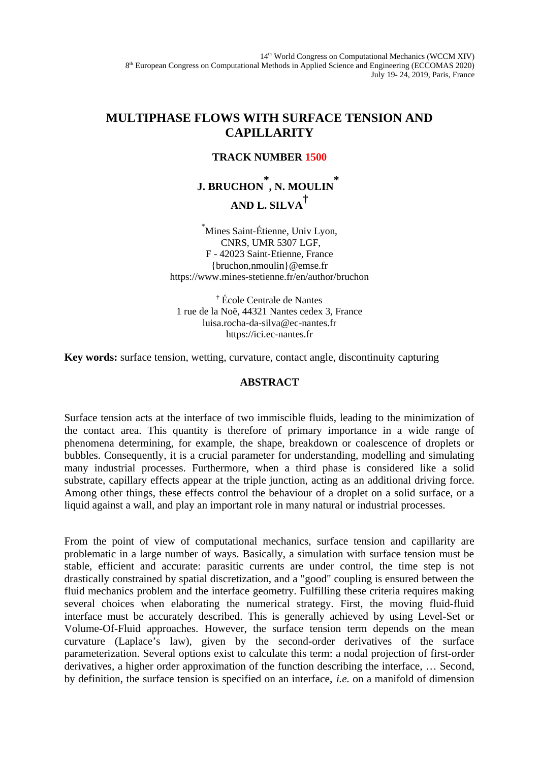14th World Congress on Computational Mechanics (WCCM XIV)
8th European Congress on Computational Methods in Applied Science and Engineering (ECCOMAS 2020)
July 19- 24, 2019, Paris, France

# MULTIPHASE FLOWS WITH SURFACE TENSION AND CAPILLARITY

**TRACK NUMBER 1500**

**J. BRUCHON[*], N. MOULIN[*] AND L. SILVA[†]**

[*]Mines Saint-Étienne, Univ Lyon,
CNRS, UMR 5307 LGF,
F - 42023 Saint-Etienne, France
{bruchon,nmoulin}@emse.fr
https://www.mines-stetienne.fr/en/author/bruchon

[†] École Centrale de Nantes
1 rue de la Noë, 44321 Nantes cedex 3, France
luisa.rocha-da-silva@ec-nantes.fr
https://ici.ec-nantes.fr

**Key words:** surface tension, wetting, curvature, contact angle, discontinuity capturing

## ABSTRACT

Surface tension acts at the interface of two immiscible fluids, leading to the minimization of the contact area. This quantity is therefore of primary importance in a wide range of phenomena determining, for example, the shape, breakdown or coalescence of droplets or bubbles. Consequently, it is a crucial parameter for understanding, modelling and simulating many industrial processes. Furthermore, when a third phase is considered like a solid substrate, capillary effects appear at the triple junction, acting as an additional driving force. Among other things, these effects control the behaviour of a droplet on a solid surface, or a liquid against a wall, and play an important role in many natural or industrial processes.

From the point of view of computational mechanics, surface tension and capillarity are problematic in a large number of ways. Basically, a simulation with surface tension must be stable, efficient and accurate: parasitic currents are under control, the time step is not drastically constrained by spatial discretization, and a "good" coupling is ensured between the fluid mechanics problem and the interface geometry. Fulfilling these criteria requires making several choices when elaborating the numerical strategy. First, the moving fluid-fluid interface must be accurately described. This is generally achieved by using Level-Set or Volume-Of-Fluid approaches. However, the surface tension term depends on the mean curvature (Laplace's law), given by the second-order derivatives of the surface parameterization. Several options exist to calculate this term: a nodal projection of first-order derivatives, a higher order approximation of the function describing the interface, … Second, by definition, the surface tension is specified on an interface, *i.e.* on a manifold of dimension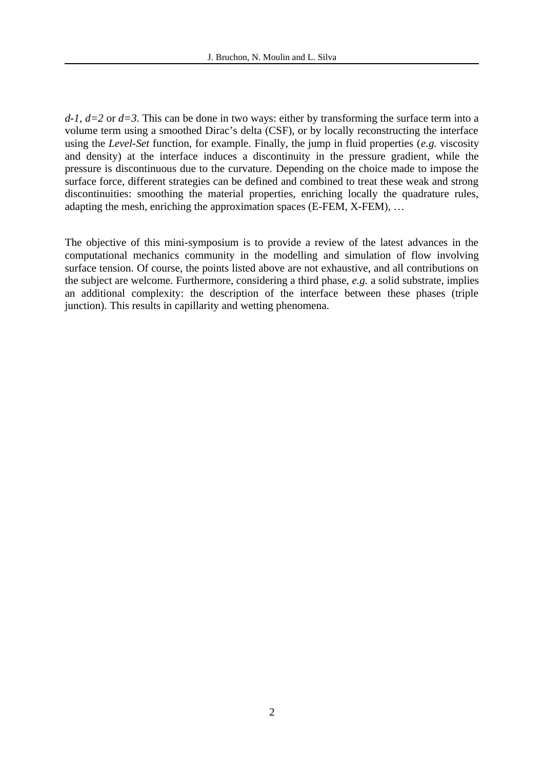*d-1*, *d=2* or *d=3*. This can be done in two ways: either by transforming the surface term into a volume term using a smoothed Dirac's delta (CSF), or by locally reconstructing the interface using the *Level-Set* function, for example. Finally, the jump in fluid properties (*e.g.* viscosity and density) at the interface induces a discontinuity in the pressure gradient, while the pressure is discontinuous due to the curvature. Depending on the choice made to impose the surface force, different strategies can be defined and combined to treat these weak and strong discontinuities: smoothing the material properties, enriching locally the quadrature rules, adapting the mesh, enriching the approximation spaces (E-FEM, X-FEM), …

The objective of this mini-symposium is to provide a review of the latest advances in the computational mechanics community in the modelling and simulation of flow involving surface tension. Of course, the points listed above are not exhaustive, and all contributions on the subject are welcome. Furthermore, considering a third phase, *e.g.* a solid substrate, implies an additional complexity: the description of the interface between these phases (triple junction). This results in capillarity and wetting phenomena.